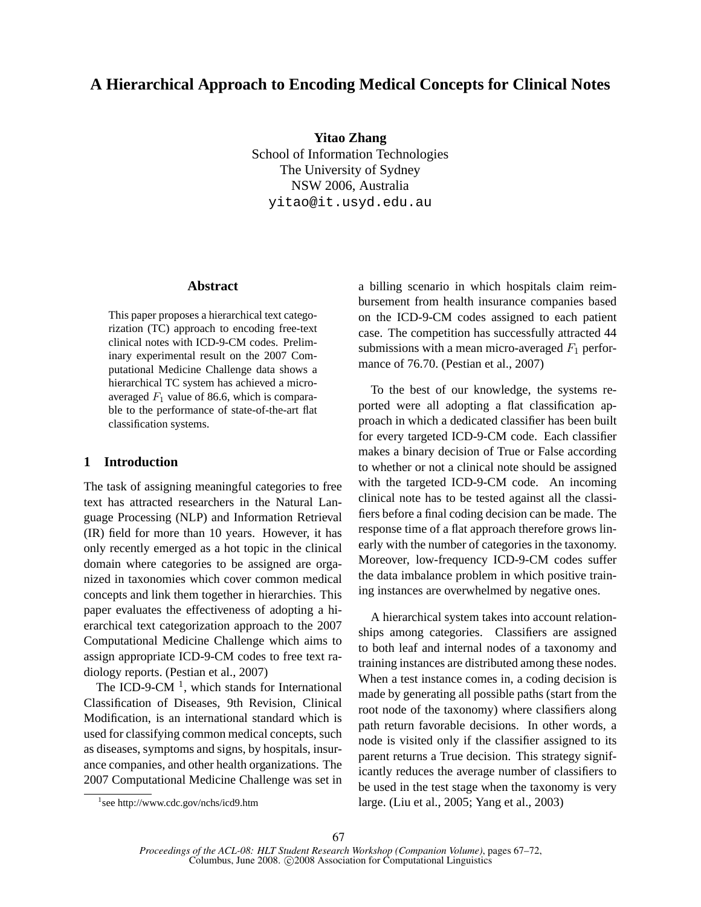# A Hierarchical Approach to Encoding Medical Concepts for Clinical Notes

**Yitao Zhang**
School of Information Technologies
The University of Sydney
NSW 2006, Australia
yitao@it.usyd.edu.au

## Abstract

This paper proposes a hierarchical text categorization (TC) approach to encoding free-text clinical notes with ICD-9-CM codes. Preliminary experimental result on the 2007 Computational Medicine Challenge data shows a hierarchical TC system has achieved a micro-averaged $F_1$ value of 86.6, which is comparable to the performance of state-of-the-art flat classification systems.

## 1 Introduction

The task of assigning meaningful categories to free text has attracted researchers in the Natural Language Processing (NLP) and Information Retrieval (IR) field for more than 10 years. However, it has only recently emerged as a hot topic in the clinical domain where categories to be assigned are organized in taxonomies which cover common medical concepts and link them together in hierarchies. This paper evaluates the effectiveness of adopting a hierarchical text categorization approach to the 2007 Computational Medicine Challenge which aims to assign appropriate ICD-9-CM codes to free text radiology reports. (Pestian et al., 2007)

The ICD-9-CM [1], which stands for International Classification of Diseases, 9th Revision, Clinical Modification, is an international standard which is used for classifying common medical concepts, such as diseases, symptoms and signs, by hospitals, insurance companies, and other health organizations. The 2007 Computational Medicine Challenge was set in a billing scenario in which hospitals claim reimbursement from health insurance companies based on the ICD-9-CM codes assigned to each patient case. The competition has successfully attracted 44 submissions with a mean micro-averaged $F_1$ performance of 76.70. (Pestian et al., 2007)

To the best of our knowledge, the systems reported were all adopting a flat classification approach in which a dedicated classifier has been built for every targeted ICD-9-CM code. Each classifier makes a binary decision of True or False according to whether or not a clinical note should be assigned with the targeted ICD-9-CM code. An incoming clinical note has to be tested against all the classifiers before a final coding decision can be made. The response time of a flat approach therefore grows linearly with the number of categories in the taxonomy. Moreover, low-frequency ICD-9-CM codes suffer the data imbalance problem in which positive training instances are overwhelmed by negative ones.

A hierarchical system takes into account relationships among categories. Classifiers are assigned to both leaf and internal nodes of a taxonomy and training instances are distributed among these nodes. When a test instance comes in, a coding decision is made by generating all possible paths (start from the root node of the taxonomy) where classifiers along path return favorable decisions. In other words, a node is visited only if the classifier assigned to its parent returns a True decision. This strategy significantly reduces the average number of classifiers to be used in the test stage when the taxonomy is very large. (Liu et al., 2005; Yang et al., 2003)

[1] see http://www.cdc.gov/nchs/icd9.htm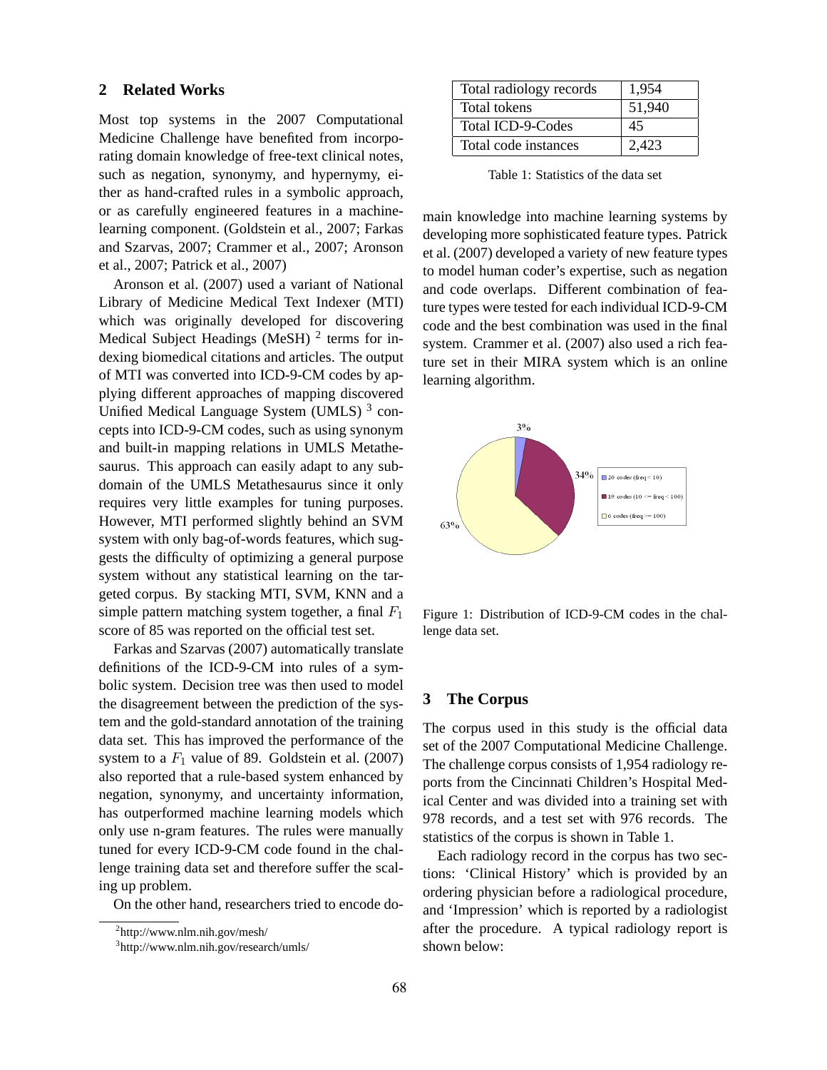## 2 Related Works

Most top systems in the 2007 Computational Medicine Challenge have benefited from incorporating domain knowledge of free-text clinical notes, such as negation, synonymy, and hypernymy, either as hand-crafted rules in a symbolic approach, or as carefully engineered features in a machine-learning component. (Goldstein et al., 2007; Farkas and Szarvas, 2007; Crammer et al., 2007; Aronson et al., 2007; Patrick et al., 2007)

Aronson et al. (2007) used a variant of National Library of Medicine Medical Text Indexer (MTI) which was originally developed for discovering Medical Subject Headings (MeSH) [2] terms for indexing biomedical citations and articles. The output of MTI was converted into ICD-9-CM codes by applying different approaches of mapping discovered Unified Medical Language System (UMLS) [3] concepts into ICD-9-CM codes, such as using synonym and built-in mapping relations in UMLS Metathesaurus. This approach can easily adapt to any subdomain of the UMLS Metathesaurus since it only requires very little examples for tuning purposes. However, MTI performed slightly behind an SVM system with only bag-of-words features, which suggests the difficulty of optimizing a general purpose system without any statistical learning on the targeted corpus. By stacking MTI, SVM, KNN and a simple pattern matching system together, a final $F_1$ score of 85 was reported on the official test set.

Farkas and Szarvas (2007) automatically translate definitions of the ICD-9-CM into rules of a symbolic system. Decision tree was then used to model the disagreement between the prediction of the system and the gold-standard annotation of the training data set. This has improved the performance of the system to a $F_1$ value of 89. Goldstein et al. (2007) also reported that a rule-based system enhanced by negation, synonymy, and uncertainty information, has outperformed machine learning models which only use n-gram features. The rules were manually tuned for every ICD-9-CM code found in the challenge training data set and therefore suffer the scaling up problem.

On the other hand, researchers tried to encode domain knowledge into machine learning systems by developing more sophisticated feature types. Patrick et al. (2007) developed a variety of new feature types to model human coder's expertise, such as negation and code overlaps. Different combination of feature types were tested for each individual ICD-9-CM code and the best combination was used in the final system. Crammer et al. (2007) also used a rich feature set in their MIRA system which is an online learning algorithm.

[2] http://www.nlm.nih.gov/mesh/

[3] http://www.nlm.nih.gov/research/umls/

| | |
|---|---|
| Total radiology records | 1,954 |
| Total tokens | 51,940 |
| Total ICD-9-Codes | 45 |
| Total code instances | 2,423 |

Table 1: Statistics of the data set

3%
34%
63%
20 codes (freq < 10)
19 codes (10 <= freq < 100)
6 codes (freq >= 100)

Figure 1: Distribution of ICD-9-CM codes in the challenge data set.

## 3 The Corpus

The corpus used in this study is the official data set of the 2007 Computational Medicine Challenge. The challenge corpus consists of 1,954 radiology reports from the Cincinnati Children's Hospital Medical Center and was divided into a training set with 978 records, and a test set with 976 records. The statistics of the corpus is shown in Table 1.

Each radiology record in the corpus has two sections: 'Clinical History' which is provided by an ordering physician before a radiological procedure, and 'Impression' which is reported by a radiologist after the procedure. A typical radiology report is shown below: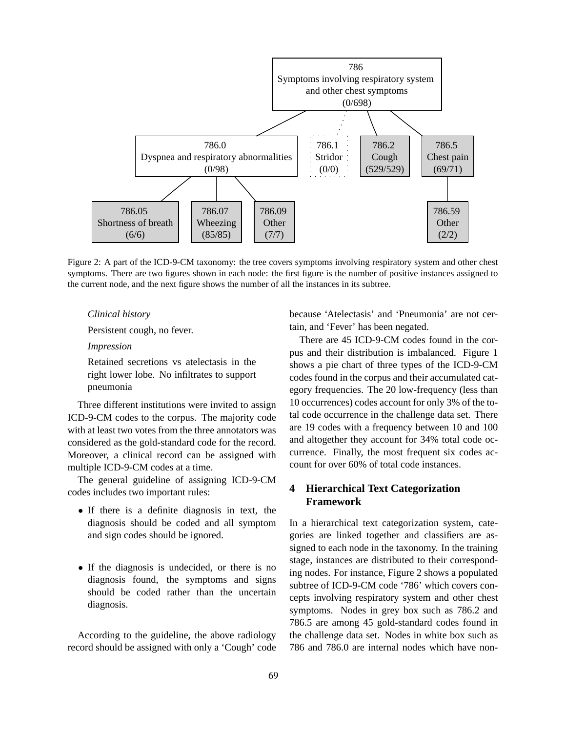786
Symptoms involving respiratory system
and other chest symptoms
(0/698)

786.0
Dyspnea and respiratory abnormalities
(0/98)

786.1
Stridor
(0/0)

786.2
Cough
(529/529)

786.5
Chest pain
(69/71)

786.05
Shortness of breath
(6/6)

786.07
Wheezing
(85/85)

786.09
Other
(7/7)

786.59
Other
(2/2)

Figure 2: A part of the ICD-9-CM taxonomy: the tree covers symptoms involving respiratory system and other chest symptoms. There are two figures shown in each node: the first figure is the number of positive instances assigned to the current node, and the next figure shows the number of all the instances in its subtree.

> *Clinical history*
>
> Persistent cough, no fever.
>
> *Impression*
>
> Retained secretions vs atelectasis in the right lower lobe. No infiltrates to support pneumonia

Three different institutions were invited to assign ICD-9-CM codes to the corpus. The majority code with at least two votes from the three annotators was considered as the gold-standard code for the record. Moreover, a clinical record can be assigned with multiple ICD-9-CM codes at a time.

The general guideline of assigning ICD-9-CM codes includes two important rules:

- If there is a definite diagnosis in text, the diagnosis should be coded and all symptom and sign codes should be ignored.
- If the diagnosis is undecided, or there is no diagnosis found, the symptoms and signs should be coded rather than the uncertain diagnosis.

According to the guideline, the above radiology record should be assigned with only a 'Cough' code because 'Atelectasis' and 'Pneumonia' are not certain, and 'Fever' has been negated.

There are 45 ICD-9-CM codes found in the corpus and their distribution is imbalanced. Figure 1 shows a pie chart of three types of the ICD-9-CM codes found in the corpus and their accumulated category frequencies. The 20 low-frequency (less than 10 occurrences) codes account for only 3% of the total code occurrence in the challenge data set. There are 19 codes with a frequency between 10 and 100 and altogether they account for 34% total code occurrence. Finally, the most frequent six codes account for over 60% of total code instances.

## 4 Hierarchical Text Categorization Framework

In a hierarchical text categorization system, categories are linked together and classifiers are assigned to each node in the taxonomy. In the training stage, instances are distributed to their corresponding nodes. For instance, Figure 2 shows a populated subtree of ICD-9-CM code '786' which covers concepts involving respiratory system and other chest symptoms. Nodes in grey box such as 786.2 and 786.5 are among 45 gold-standard codes found in the challenge data set. Nodes in white box such as 786 and 786.0 are internal nodes which have non-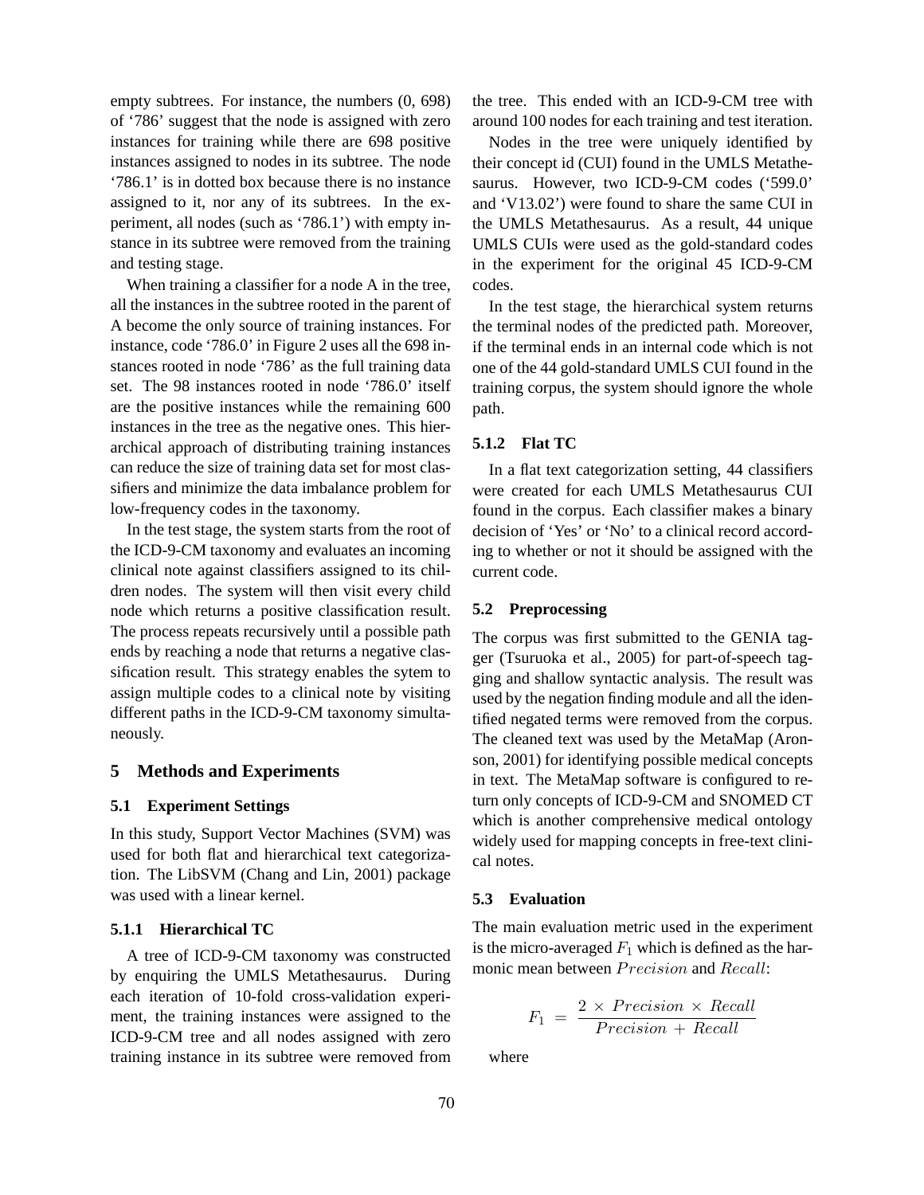empty subtrees. For instance, the numbers (0, 698) of '786' suggest that the node is assigned with zero instances for training while there are 698 positive instances assigned to nodes in its subtree. The node '786.1' is in dotted box because there is no instance assigned to it, nor any of its subtrees. In the experiment, all nodes (such as '786.1') with empty instance in its subtree were removed from the training and testing stage.

When training a classifier for a node A in the tree, all the instances in the subtree rooted in the parent of A become the only source of training instances. For instance, code '786.0' in Figure 2 uses all the 698 instances rooted in node '786' as the full training data set. The 98 instances rooted in node '786.0' itself are the positive instances while the remaining 600 instances in the tree as the negative ones. This hierarchical approach of distributing training instances can reduce the size of training data set for most classifiers and minimize the data imbalance problem for low-frequency codes in the taxonomy.

In the test stage, the system starts from the root of the ICD-9-CM taxonomy and evaluates an incoming clinical note against classifiers assigned to its children nodes. The system will then visit every child node which returns a positive classification result. The process repeats recursively until a possible path ends by reaching a node that returns a negative classification result. This strategy enables the sytem to assign multiple codes to a clinical note by visiting different paths in the ICD-9-CM taxonomy simultaneously.

## 5 Methods and Experiments

### 5.1 Experiment Settings

In this study, Support Vector Machines (SVM) was used for both flat and hierarchical text categorization. The LibSVM (Chang and Lin, 2001) package was used with a linear kernel.

#### 5.1.1 Hierarchical TC

A tree of ICD-9-CM taxonomy was constructed by enquiring the UMLS Metathesaurus. During each iteration of 10-fold cross-validation experiment, the training instances were assigned to the ICD-9-CM tree and all nodes assigned with zero training instance in its subtree were removed from the tree. This ended with an ICD-9-CM tree with around 100 nodes for each training and test iteration.

Nodes in the tree were uniquely identified by their concept id (CUI) found in the UMLS Metathesaurus. However, two ICD-9-CM codes ('599.0' and 'V13.02') were found to share the same CUI in the UMLS Metathesaurus. As a result, 44 unique UMLS CUIs were used as the gold-standard codes in the experiment for the original 45 ICD-9-CM codes.

In the test stage, the hierarchical system returns the terminal nodes of the predicted path. Moreover, if the terminal ends in an internal code which is not one of the 44 gold-standard UMLS CUI found in the training corpus, the system should ignore the whole path.

#### 5.1.2 Flat TC

In a flat text categorization setting, 44 classifiers were created for each UMLS Metathesaurus CUI found in the corpus. Each classifier makes a binary decision of 'Yes' or 'No' to a clinical record according to whether or not it should be assigned with the current code.

### 5.2 Preprocessing

The corpus was first submitted to the GENIA tagger (Tsuruoka et al., 2005) for part-of-speech tagging and shallow syntactic analysis. The result was used by the negation finding module and all the identified negated terms were removed from the corpus. The cleaned text was used by the MetaMap (Aronson, 2001) for identifying possible medical concepts in text. The MetaMap software is configured to return only concepts of ICD-9-CM and SNOMED CT which is another comprehensive medical ontology widely used for mapping concepts in free-text clinical notes.

### 5.3 Evaluation

The main evaluation metric used in the experiment is the micro-averaged $F_1$ which is defined as the harmonic mean between $Precision$ and $Recall$:

$$F_1 = \frac{2 \times Precision \times Recall}{Precision + Recall}$$

where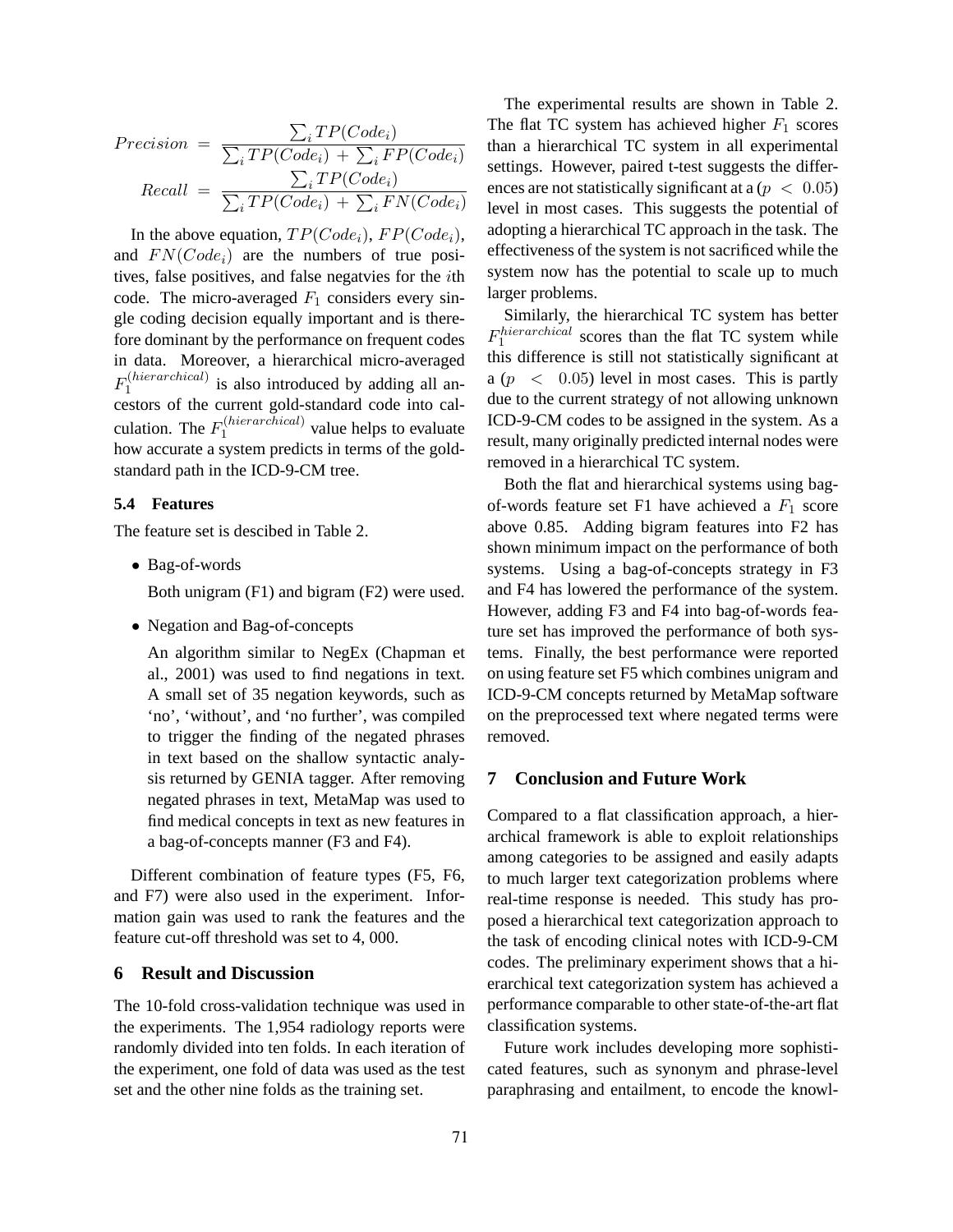$$Precision = \frac{\sum_i TP(Code_i)}{\sum_i TP(Code_i) + \sum_i FP(Code_i)}$$

$$Recall = \frac{\sum_i TP(Code_i)}{\sum_i TP(Code_i) + \sum_i FN(Code_i)}$$

In the above equation, $TP(Code_i)$, $FP(Code_i)$, and $FN(Code_i)$ are the numbers of true positives, false positives, and false negatvies for the $i$th code. The micro-averaged $F_1$ considers every single coding decision equally important and is therefore dominant by the performance on frequent codes in data. Moreover, a hierarchical micro-averaged $F_1^{(hierarchical)}$ is also introduced by adding all ancestors of the current gold-standard code into calculation. The $F_1^{(hierarchical)}$ value helps to evaluate how accurate a system predicts in terms of the gold-standard path in the ICD-9-CM tree.

### 5.4 Features

The feature set is descibed in Table 2.

- Bag-of-words

  Both unigram (F1) and bigram (F2) were used.

- Negation and Bag-of-concepts

  An algorithm similar to NegEx (Chapman et al., 2001) was used to find negations in text. A small set of 35 negation keywords, such as 'no', 'without', and 'no further', was compiled to trigger the finding of the negated phrases in text based on the shallow syntactic analysis returned by GENIA tagger. After removing negated phrases in text, MetaMap was used to find medical concepts in text as new features in a bag-of-concepts manner (F3 and F4).

Different combination of feature types (F5, F6, and F7) were also used in the experiment. Information gain was used to rank the features and the feature cut-off threshold was set to 4, 000.

## 6 Result and Discussion

The 10-fold cross-validation technique was used in the experiments. The 1,954 radiology reports were randomly divided into ten folds. In each iteration of the experiment, one fold of data was used as the test set and the other nine folds as the training set.

The experimental results are shown in Table 2. The flat TC system has achieved higher $F_1$ scores than a hierarchical TC system in all experimental settings. However, paired t-test suggests the differences are not statistically significant at a ($p < 0.05$) level in most cases. This suggests the potential of adopting a hierarchical TC approach in the task. The effectiveness of the system is not sacrificed while the system now has the potential to scale up to much larger problems.

Similarly, the hierarchical TC system has better $F_1^{hierarchical}$ scores than the flat TC system while this difference is still not statistically significant at a ($p < 0.05$) level in most cases. This is partly due to the current strategy of not allowing unknown ICD-9-CM codes to be assigned in the system. As a result, many originally predicted internal nodes were removed in a hierarchical TC system.

Both the flat and hierarchical systems using bag-of-words feature set F1 have achieved a $F_1$ score above 0.85. Adding bigram features into F2 has shown minimum impact on the performance of both systems. Using a bag-of-concepts strategy in F3 and F4 has lowered the performance of the system. However, adding F3 and F4 into bag-of-words feature set has improved the performance of both systems. Finally, the best performance were reported on using feature set F5 which combines unigram and ICD-9-CM concepts returned by MetaMap software on the preprocessed text where negated terms were removed.

## 7 Conclusion and Future Work

Compared to a flat classification approach, a hierarchical framework is able to exploit relationships among categories to be assigned and easily adapts to much larger text categorization problems where real-time response is needed. This study has proposed a hierarchical text categorization approach to the task of encoding clinical notes with ICD-9-CM codes. The preliminary experiment shows that a hierarchical text categorization system has achieved a performance comparable to other state-of-the-art flat classification systems.

Future work includes developing more sophisticated features, such as synonym and phrase-level paraphrasing and entailment, to encode the knowl-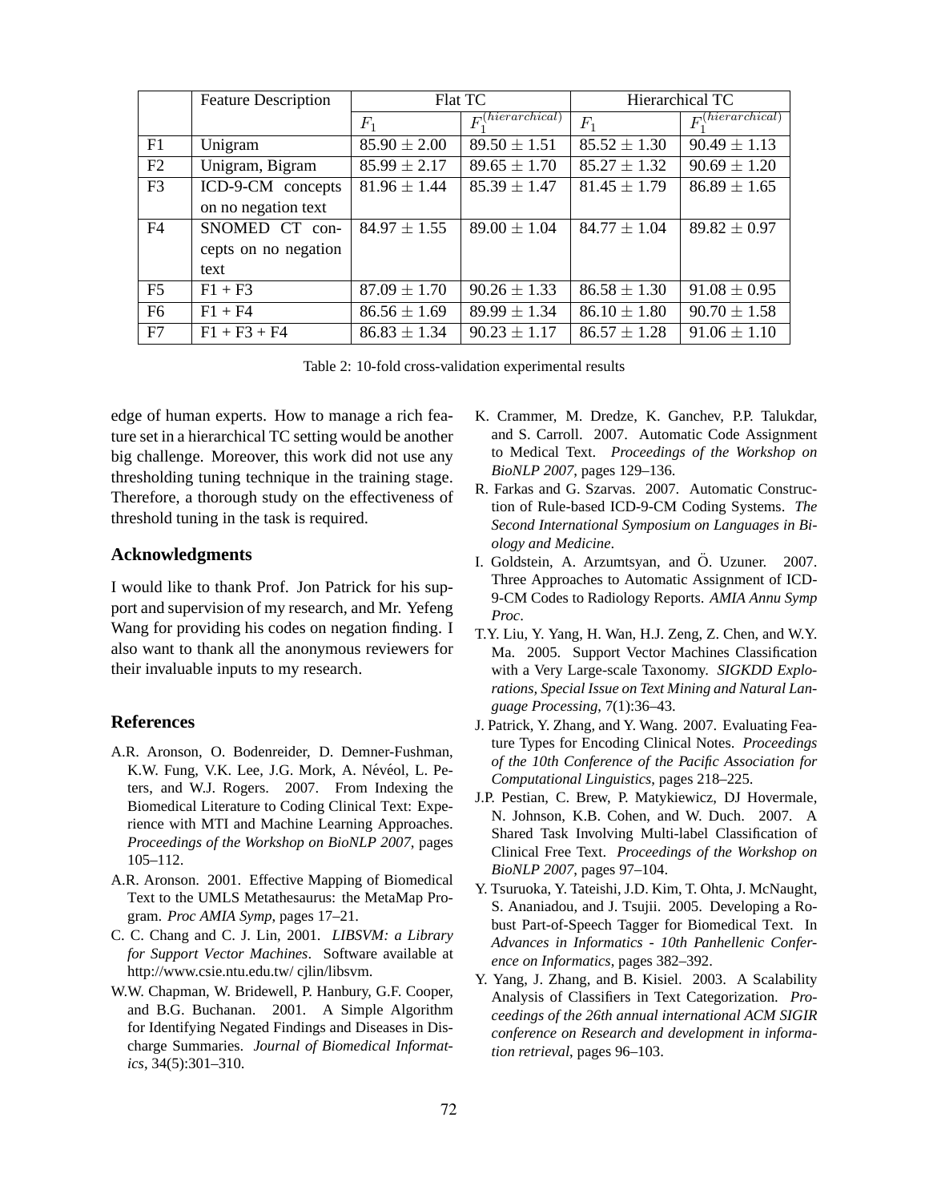| | Feature Description | Flat TC | | Hierarchical TC | |
|---|---|---|---|---|---|
| | | $F_1$ | $F_1^{(hierarchical)}$ | $F_1$ | $F_1^{(hierarchical)}$ |
| F1 | Unigram | $85.90 \pm 2.00$ | $89.50 \pm 1.51$ | $85.52 \pm 1.30$ | $90.49 \pm 1.13$ |
| F2 | Unigram, Bigram | $85.99 \pm 2.17$ | $89.65 \pm 1.70$ | $85.27 \pm 1.32$ | $90.69 \pm 1.20$ |
| F3 | ICD-9-CM concepts on no negation text | $81.96 \pm 1.44$ | $85.39 \pm 1.47$ | $81.45 \pm 1.79$ | $86.89 \pm 1.65$ |
| F4 | SNOMED CT concepts on no negation text | $84.97 \pm 1.55$ | $89.00 \pm 1.04$ | $84.77 \pm 1.04$ | $89.82 \pm 0.97$ |
| F5 | F1 + F3 | $87.09 \pm 1.70$ | $90.26 \pm 1.33$ | $86.58 \pm 1.30$ | $91.08 \pm 0.95$ |
| F6 | F1 + F4 | $86.56 \pm 1.69$ | $89.99 \pm 1.34$ | $86.10 \pm 1.80$ | $90.70 \pm 1.58$ |
| F7 | F1 + F3 + F4 | $86.83 \pm 1.34$ | $90.23 \pm 1.17$ | $86.57 \pm 1.28$ | $91.06 \pm 1.10$ |

Table 2: 10-fold cross-validation experimental results

edge of human experts. How to manage a rich feature set in a hierarchical TC setting would be another big challenge. Moreover, this work did not use any thresholding tuning technique in the training stage. Therefore, a thorough study on the effectiveness of threshold tuning in the task is required.

## Acknowledgments

I would like to thank Prof. Jon Patrick for his support and supervision of my research, and Mr. Yefeng Wang for providing his codes on negation finding. I also want to thank all the anonymous reviewers for their invaluable inputs to my research.

## References

A.R. Aronson, O. Bodenreider, D. Demner-Fushman, K.W. Fung, V.K. Lee, J.G. Mork, A. Névéol, L. Peters, and W.J. Rogers. 2007. From Indexing the Biomedical Literature to Coding Clinical Text: Experience with MTI and Machine Learning Approaches. *Proceedings of the Workshop on BioNLP 2007*, pages 105–112.

A.R. Aronson. 2001. Effective Mapping of Biomedical Text to the UMLS Metathesaurus: the MetaMap Program. *Proc AMIA Symp*, pages 17–21.

C. C. Chang and C. J. Lin, 2001. *LIBSVM: a Library for Support Vector Machines*. Software available at http://www.csie.ntu.edu.tw/ cjlin/libsvm.

W.W. Chapman, W. Bridewell, P. Hanbury, G.F. Cooper, and B.G. Buchanan. 2001. A Simple Algorithm for Identifying Negated Findings and Diseases in Discharge Summaries. *Journal of Biomedical Informatics*, 34(5):301–310.

K. Crammer, M. Dredze, K. Ganchev, P.P. Talukdar, and S. Carroll. 2007. Automatic Code Assignment to Medical Text. *Proceedings of the Workshop on BioNLP 2007*, pages 129–136.

R. Farkas and G. Szarvas. 2007. Automatic Construction of Rule-based ICD-9-CM Coding Systems. *The Second International Symposium on Languages in Biology and Medicine*.

I. Goldstein, A. Arzumtsyan, and Ö. Uzuner. 2007. Three Approaches to Automatic Assignment of ICD-9-CM Codes to Radiology Reports. *AMIA Annu Symp Proc*.

T.Y. Liu, Y. Yang, H. Wan, H.J. Zeng, Z. Chen, and W.Y. Ma. 2005. Support Vector Machines Classification with a Very Large-scale Taxonomy. *SIGKDD Explorations, Special Issue on Text Mining and Natural Language Processing*, 7(1):36–43.

J. Patrick, Y. Zhang, and Y. Wang. 2007. Evaluating Feature Types for Encoding Clinical Notes. *Proceedings of the 10th Conference of the Pacific Association for Computational Linguistics*, pages 218–225.

J.P. Pestian, C. Brew, P. Matykiewicz, DJ Hovermale, N. Johnson, K.B. Cohen, and W. Duch. 2007. A Shared Task Involving Multi-label Classification of Clinical Free Text. *Proceedings of the Workshop on BioNLP 2007*, pages 97–104.

Y. Tsuruoka, Y. Tateishi, J.D. Kim, T. Ohta, J. McNaught, S. Ananiadou, and J. Tsujii. 2005. Developing a Robust Part-of-Speech Tagger for Biomedical Text. In *Advances in Informatics - 10th Panhellenic Conference on Informatics*, pages 382–392.

Y. Yang, J. Zhang, and B. Kisiel. 2003. A Scalability Analysis of Classifiers in Text Categorization. *Proceedings of the 26th annual international ACM SIGIR conference on Research and development in information retrieval*, pages 96–103.